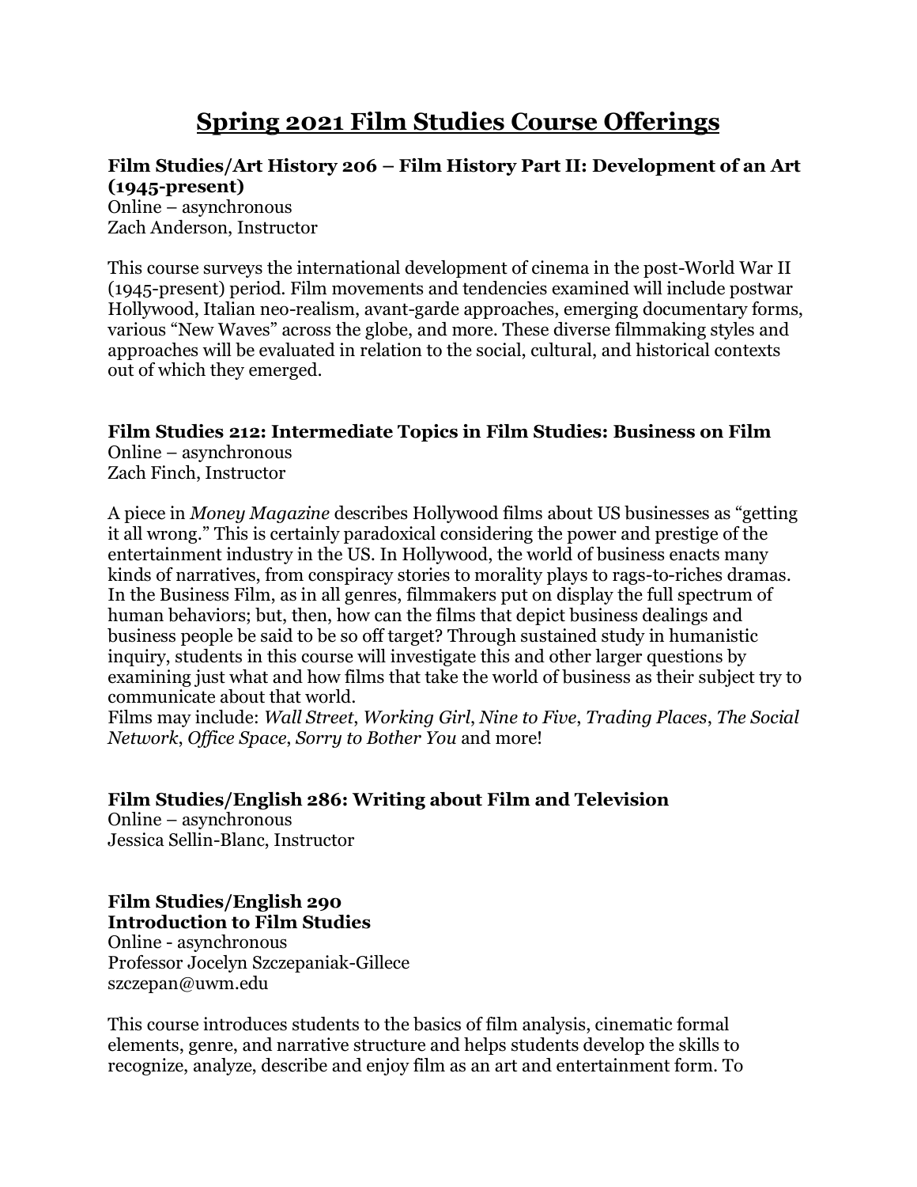# Spring 2021 Film Studies Course Offerings

**Film Studies/Art History 206 – Film History Part II: Development of an Art (1945-present)**
Online – asynchronous
Zach Anderson, Instructor

This course surveys the international development of cinema in the post-World War II (1945-present) period. Film movements and tendencies examined will include postwar Hollywood, Italian neo-realism, avant-garde approaches, emerging documentary forms, various "New Waves" across the globe, and more. These diverse filmmaking styles and approaches will be evaluated in relation to the social, cultural, and historical contexts out of which they emerged.

**Film Studies 212: Intermediate Topics in Film Studies: Business on Film**
Online – asynchronous
Zach Finch, Instructor

A piece in *Money Magazine* describes Hollywood films about US businesses as "getting it all wrong." This is certainly paradoxical considering the power and prestige of the entertainment industry in the US. In Hollywood, the world of business enacts many kinds of narratives, from conspiracy stories to morality plays to rags-to-riches dramas. In the Business Film, as in all genres, filmmakers put on display the full spectrum of human behaviors; but, then, how can the films that depict business dealings and business people be said to be so off target? Through sustained study in humanistic inquiry, students in this course will investigate this and other larger questions by examining just what and how films that take the world of business as their subject try to communicate about that world.
Films may include: *Wall Street*, *Working Girl*, *Nine to Five*, *Trading Places*, *The Social Network*, *Office Space*, *Sorry to Bother You* and more!

**Film Studies/English 286: Writing about Film and Television**
Online – asynchronous
Jessica Sellin-Blanc, Instructor

**Film Studies/English 290**
**Introduction to Film Studies**
Online - asynchronous
Professor Jocelyn Szczepaniak-Gillece
szczepan@uwm.edu

This course introduces students to the basics of film analysis, cinematic formal elements, genre, and narrative structure and helps students develop the skills to recognize, analyze, describe and enjoy film as an art and entertainment form. To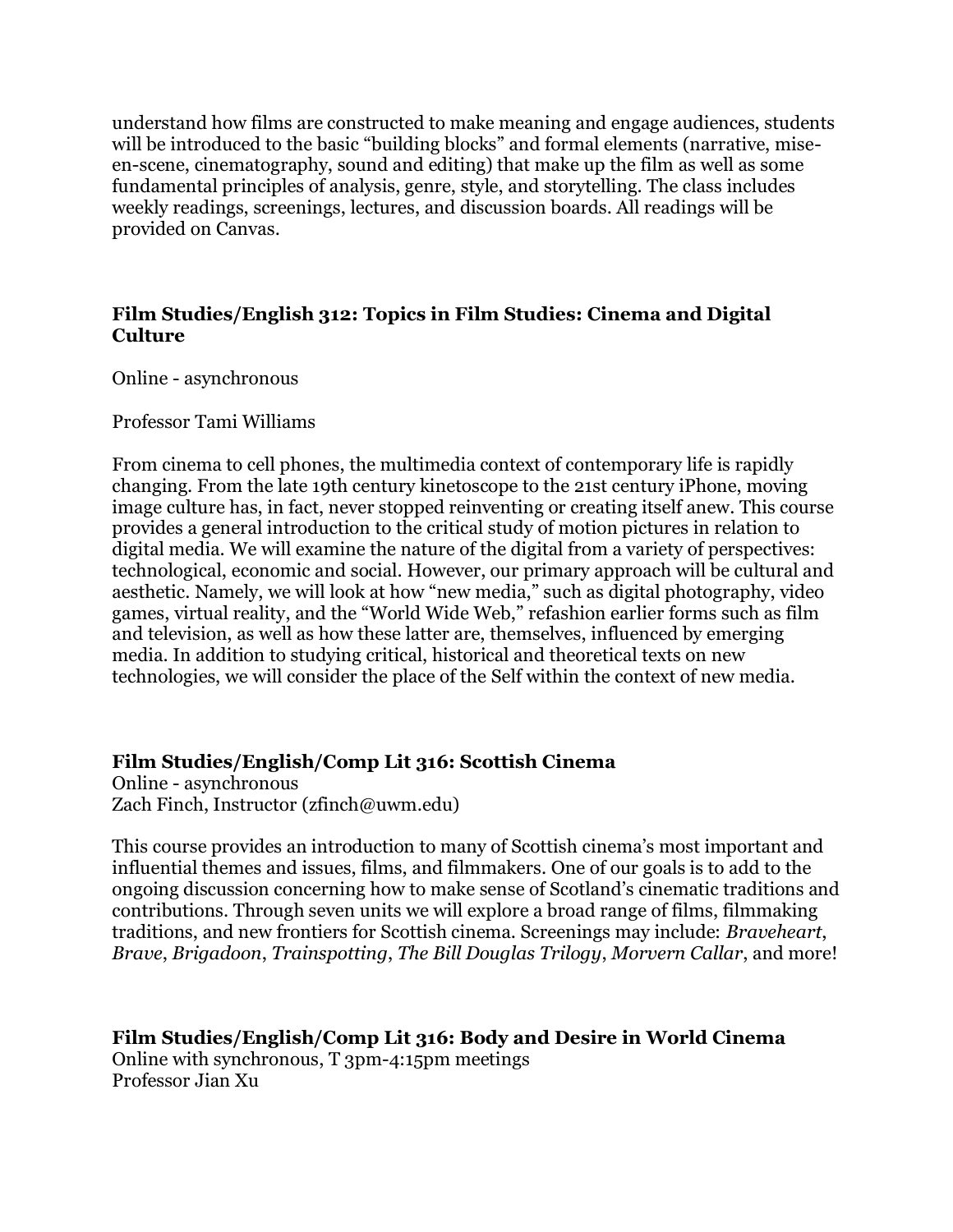understand how films are constructed to make meaning and engage audiences, students will be introduced to the basic "building blocks" and formal elements (narrative, mise-en-scene, cinematography, sound and editing) that make up the film as well as some fundamental principles of analysis, genre, style, and storytelling. The class includes weekly readings, screenings, lectures, and discussion boards. All readings will be provided on Canvas.

### Film Studies/English 312: Topics in Film Studies: Cinema and Digital Culture

Online - asynchronous

Professor Tami Williams

From cinema to cell phones, the multimedia context of contemporary life is rapidly changing. From the late 19th century kinetoscope to the 21st century iPhone, moving image culture has, in fact, never stopped reinventing or creating itself anew. This course provides a general introduction to the critical study of motion pictures in relation to digital media. We will examine the nature of the digital from a variety of perspectives: technological, economic and social. However, our primary approach will be cultural and aesthetic. Namely, we will look at how "new media," such as digital photography, video games, virtual reality, and the "World Wide Web," refashion earlier forms such as film and television, as well as how these latter are, themselves, influenced by emerging media. In addition to studying critical, historical and theoretical texts on new technologies, we will consider the place of the Self within the context of new media.

### Film Studies/English/Comp Lit 316: Scottish Cinema

Online - asynchronous
Zach Finch, Instructor (zfinch@uwm.edu)

This course provides an introduction to many of Scottish cinema's most important and influential themes and issues, films, and filmmakers. One of our goals is to add to the ongoing discussion concerning how to make sense of Scotland's cinematic traditions and contributions. Through seven units we will explore a broad range of films, filmmaking traditions, and new frontiers for Scottish cinema. Screenings may include: *Braveheart*, *Brave*, *Brigadoon*, *Trainspotting*, *The Bill Douglas Trilogy*, *Morvern Callar*, and more!

### Film Studies/English/Comp Lit 316: Body and Desire in World Cinema

Online with synchronous, T 3pm-4:15pm meetings
Professor Jian Xu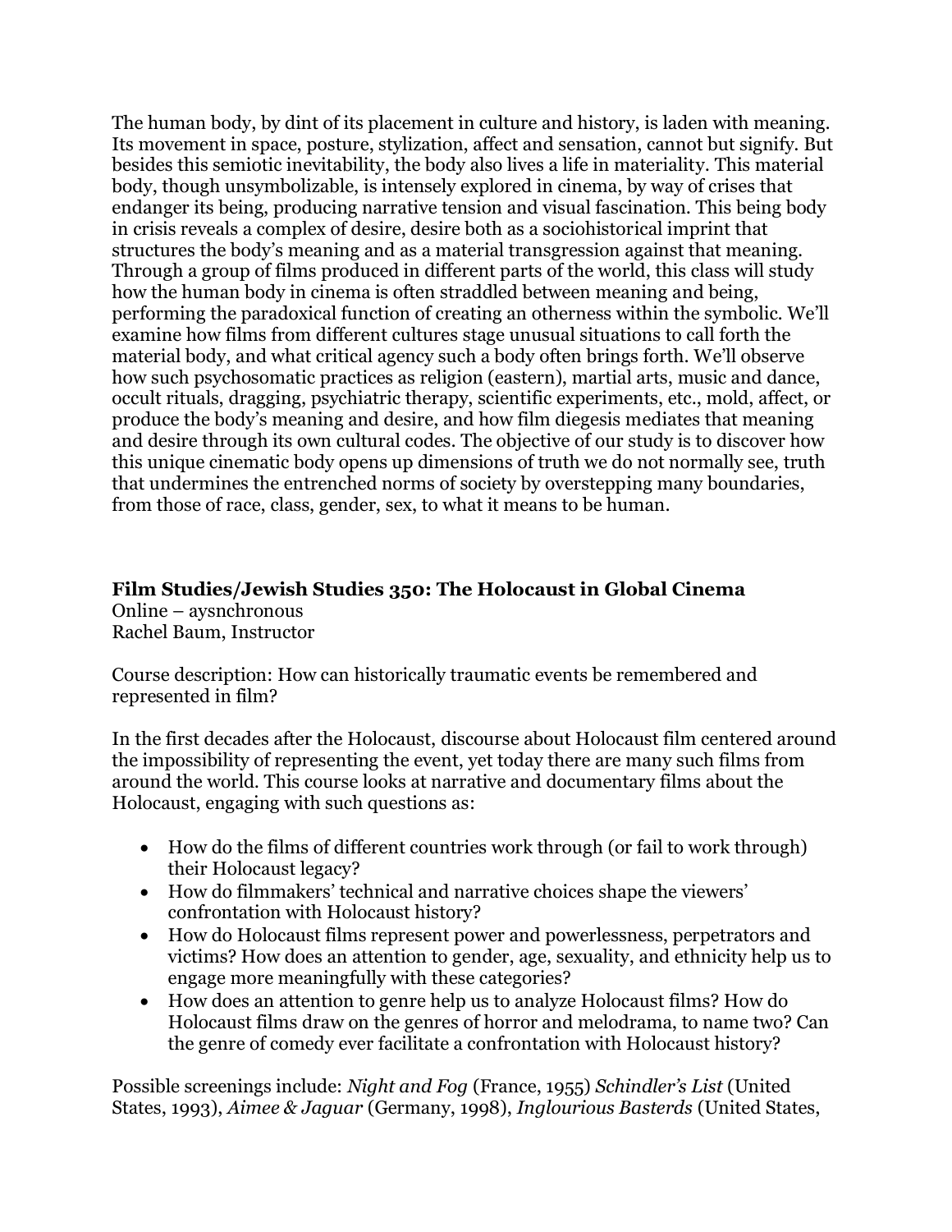The human body, by dint of its placement in culture and history, is laden with meaning. Its movement in space, posture, stylization, affect and sensation, cannot but signify. But besides this semiotic inevitability, the body also lives a life in materiality. This material body, though unsymbolizable, is intensely explored in cinema, by way of crises that endanger its being, producing narrative tension and visual fascination. This being body in crisis reveals a complex of desire, desire both as a sociohistorical imprint that structures the body's meaning and as a material transgression against that meaning. Through a group of films produced in different parts of the world, this class will study how the human body in cinema is often straddled between meaning and being, performing the paradoxical function of creating an otherness within the symbolic. We'll examine how films from different cultures stage unusual situations to call forth the material body, and what critical agency such a body often brings forth. We'll observe how such psychosomatic practices as religion (eastern), martial arts, music and dance, occult rituals, dragging, psychiatric therapy, scientific experiments, etc., mold, affect, or produce the body's meaning and desire, and how film diegesis mediates that meaning and desire through its own cultural codes. The objective of our study is to discover how this unique cinematic body opens up dimensions of truth we do not normally see, truth that undermines the entrenched norms of society by overstepping many boundaries, from those of race, class, gender, sex, to what it means to be human.

**Film Studies/Jewish Studies 350: The Holocaust in Global Cinema**
Online – aysnchronous
Rachel Baum, Instructor

Course description: How can historically traumatic events be remembered and represented in film?

In the first decades after the Holocaust, discourse about Holocaust film centered around the impossibility of representing the event, yet today there are many such films from around the world. This course looks at narrative and documentary films about the Holocaust, engaging with such questions as:

- How do the films of different countries work through (or fail to work through) their Holocaust legacy?
- How do filmmakers' technical and narrative choices shape the viewers' confrontation with Holocaust history?
- How do Holocaust films represent power and powerlessness, perpetrators and victims? How does an attention to gender, age, sexuality, and ethnicity help us to engage more meaningfully with these categories?
- How does an attention to genre help us to analyze Holocaust films? How do Holocaust films draw on the genres of horror and melodrama, to name two? Can the genre of comedy ever facilitate a confrontation with Holocaust history?

Possible screenings include: *Night and Fog* (France, 1955) *Schindler's List* (United States, 1993), *Aimee & Jaguar* (Germany, 1998), *Inglourious Basterds* (United States,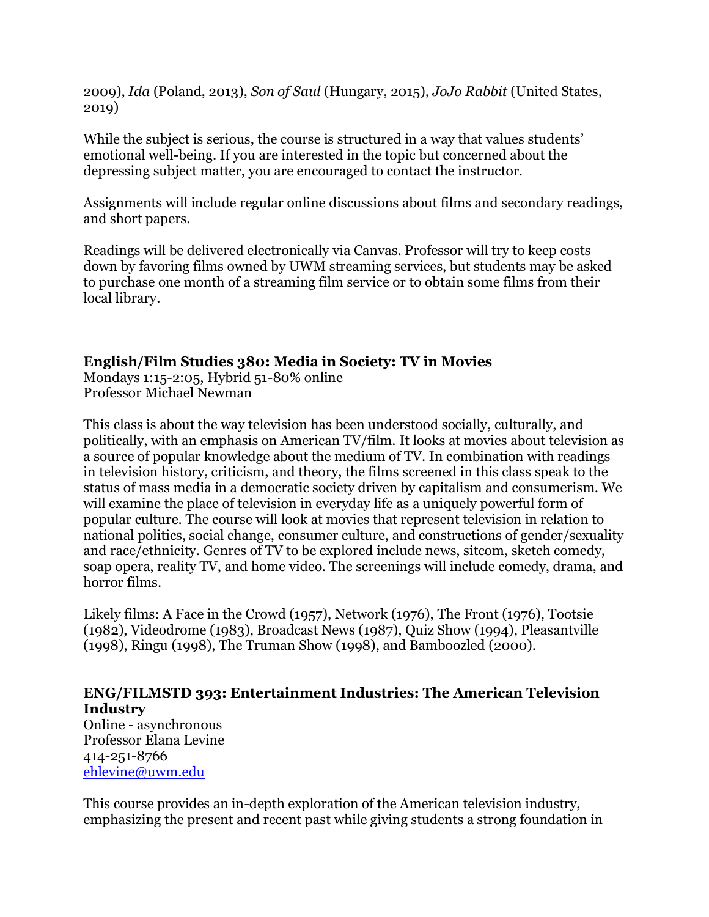2009), *Ida* (Poland, 2013), *Son of Saul* (Hungary, 2015), *JoJo Rabbit* (United States, 2019)

While the subject is serious, the course is structured in a way that values students' emotional well-being. If you are interested in the topic but concerned about the depressing subject matter, you are encouraged to contact the instructor.

Assignments will include regular online discussions about films and secondary readings, and short papers.

Readings will be delivered electronically via Canvas. Professor will try to keep costs down by favoring films owned by UWM streaming services, but students may be asked to purchase one month of a streaming film service or to obtain some films from their local library.

**English/Film Studies 380: Media in Society: TV in Movies**
Mondays 1:15-2:05, Hybrid 51-80% online
Professor Michael Newman

This class is about the way television has been understood socially, culturally, and politically, with an emphasis on American TV/film. It looks at movies about television as a source of popular knowledge about the medium of TV. In combination with readings in television history, criticism, and theory, the films screened in this class speak to the status of mass media in a democratic society driven by capitalism and consumerism. We will examine the place of television in everyday life as a uniquely powerful form of popular culture. The course will look at movies that represent television in relation to national politics, social change, consumer culture, and constructions of gender/sexuality and race/ethnicity. Genres of TV to be explored include news, sitcom, sketch comedy, soap opera, reality TV, and home video. The screenings will include comedy, drama, and horror films.

Likely films: A Face in the Crowd (1957), Network (1976), The Front (1976), Tootsie (1982), Videodrome (1983), Broadcast News (1987), Quiz Show (1994), Pleasantville (1998), Ringu (1998), The Truman Show (1998), and Bamboozled (2000).

**ENG/FILMSTD 393: Entertainment Industries: The American Television Industry**
Online - asynchronous
Professor Elana Levine
414-251-8766
ehlevine@uwm.edu

This course provides an in-depth exploration of the American television industry, emphasizing the present and recent past while giving students a strong foundation in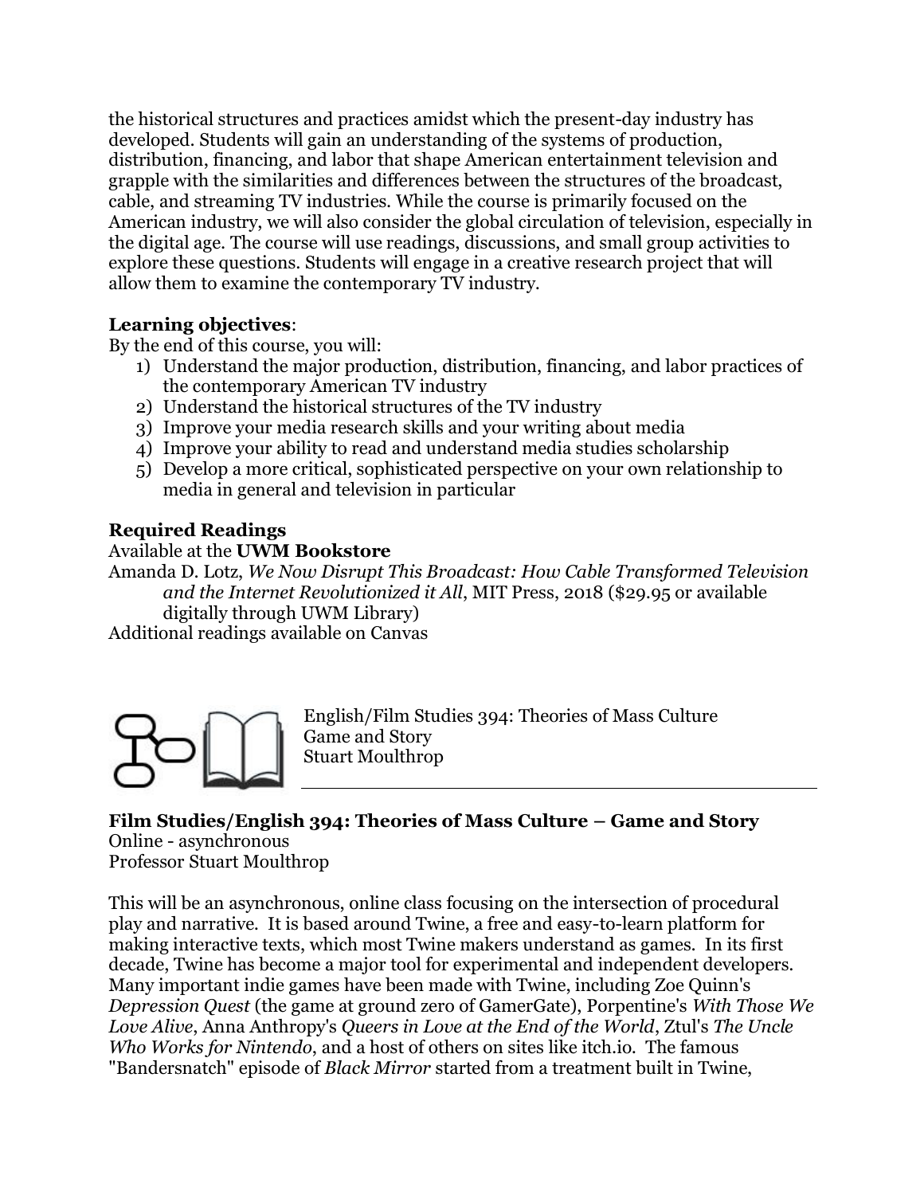the historical structures and practices amidst which the present-day industry has developed. Students will gain an understanding of the systems of production, distribution, financing, and labor that shape American entertainment television and grapple with the similarities and differences between the structures of the broadcast, cable, and streaming TV industries. While the course is primarily focused on the American industry, we will also consider the global circulation of television, especially in the digital age. The course will use readings, discussions, and small group activities to explore these questions. Students will engage in a creative research project that will allow them to examine the contemporary TV industry.

**Learning objectives**:

By the end of this course, you will:

1) Understand the major production, distribution, financing, and labor practices of the contemporary American TV industry
2) Understand the historical structures of the TV industry
3) Improve your media research skills and your writing about media
4) Improve your ability to read and understand media studies scholarship
5) Develop a more critical, sophisticated perspective on your own relationship to media in general and television in particular

**Required Readings**

Available at the **UWM Bookstore**

Amanda D. Lotz, *We Now Disrupt This Broadcast: How Cable Transformed Television and the Internet Revolutionized it All*, MIT Press, 2018 ($29.95 or available digitally through UWM Library)

Additional readings available on Canvas

English/Film Studies 394: Theories of Mass Culture
Game and Story
Stuart Moulthrop

---

**Film Studies/English 394: Theories of Mass Culture – Game and Story**

Online - asynchronous

Professor Stuart Moulthrop

This will be an asynchronous, online class focusing on the intersection of procedural play and narrative. It is based around Twine, a free and easy-to-learn platform for making interactive texts, which most Twine makers understand as games. In its first decade, Twine has become a major tool for experimental and independent developers. Many important indie games have been made with Twine, including Zoe Quinn's *Depression Quest* (the game at ground zero of GamerGate), Porpentine's *With Those We Love Alive*, Anna Anthropy's *Queers in Love at the End of the World*, Ztul's *The Uncle Who Works for Nintendo*, and a host of others on sites like itch.io. The famous "Bandersnatch" episode of *Black Mirror* started from a treatment built in Twine,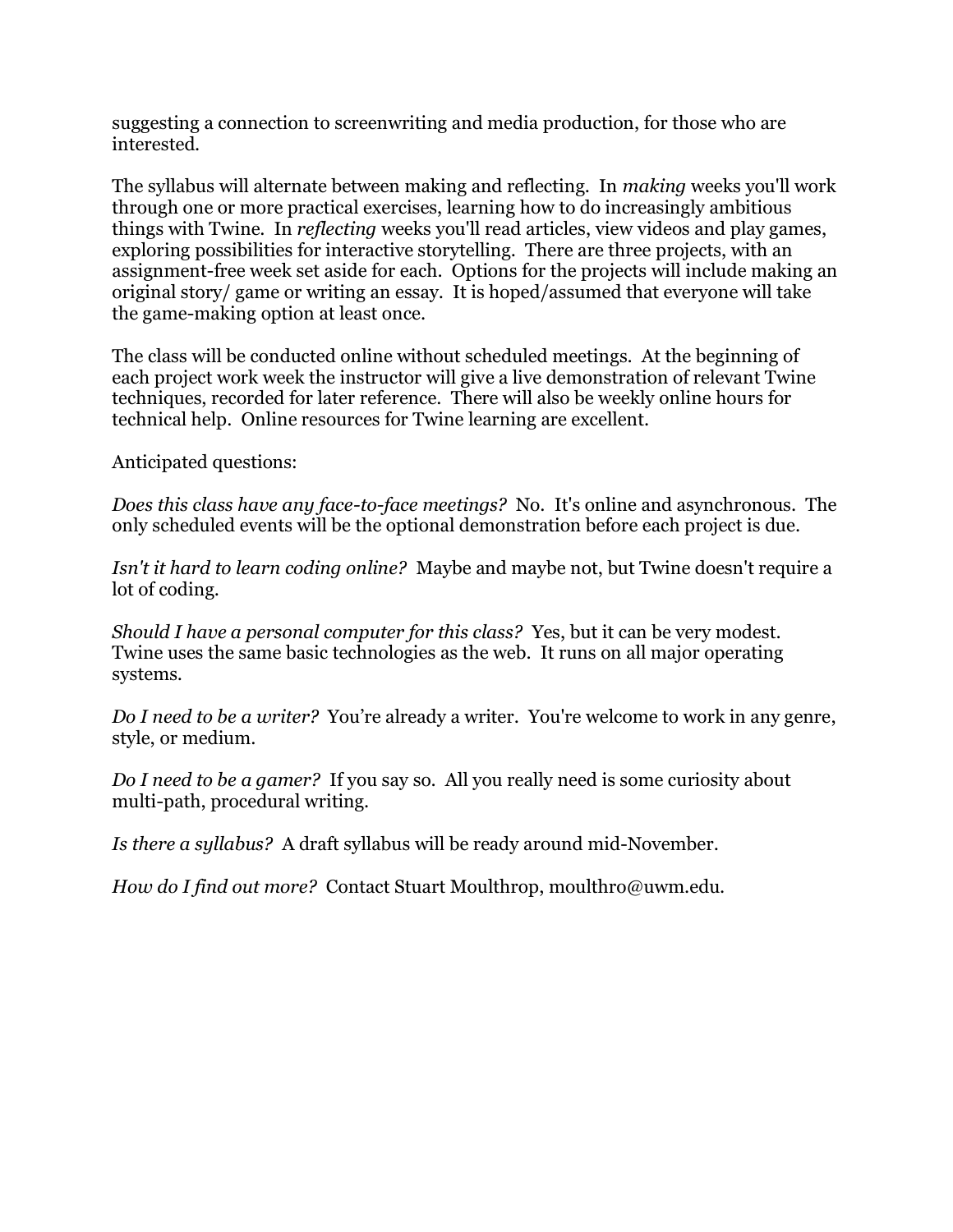suggesting a connection to screenwriting and media production, for those who are interested.

The syllabus will alternate between making and reflecting. In *making* weeks you'll work through one or more practical exercises, learning how to do increasingly ambitious things with Twine. In *reflecting* weeks you'll read articles, view videos and play games, exploring possibilities for interactive storytelling. There are three projects, with an assignment-free week set aside for each. Options for the projects will include making an original story/ game or writing an essay. It is hoped/assumed that everyone will take the game-making option at least once.

The class will be conducted online without scheduled meetings. At the beginning of each project work week the instructor will give a live demonstration of relevant Twine techniques, recorded for later reference. There will also be weekly online hours for technical help. Online resources for Twine learning are excellent.

Anticipated questions:

*Does this class have any face-to-face meetings?* No. It's online and asynchronous. The only scheduled events will be the optional demonstration before each project is due.

*Isn't it hard to learn coding online?* Maybe and maybe not, but Twine doesn't require a lot of coding.

*Should I have a personal computer for this class?* Yes, but it can be very modest. Twine uses the same basic technologies as the web. It runs on all major operating systems.

*Do I need to be a writer?* You're already a writer. You're welcome to work in any genre, style, or medium.

*Do I need to be a gamer?* If you say so. All you really need is some curiosity about multi-path, procedural writing.

*Is there a syllabus?* A draft syllabus will be ready around mid-November.

*How do I find out more?* Contact Stuart Moulthrop, moulthro@uwm.edu.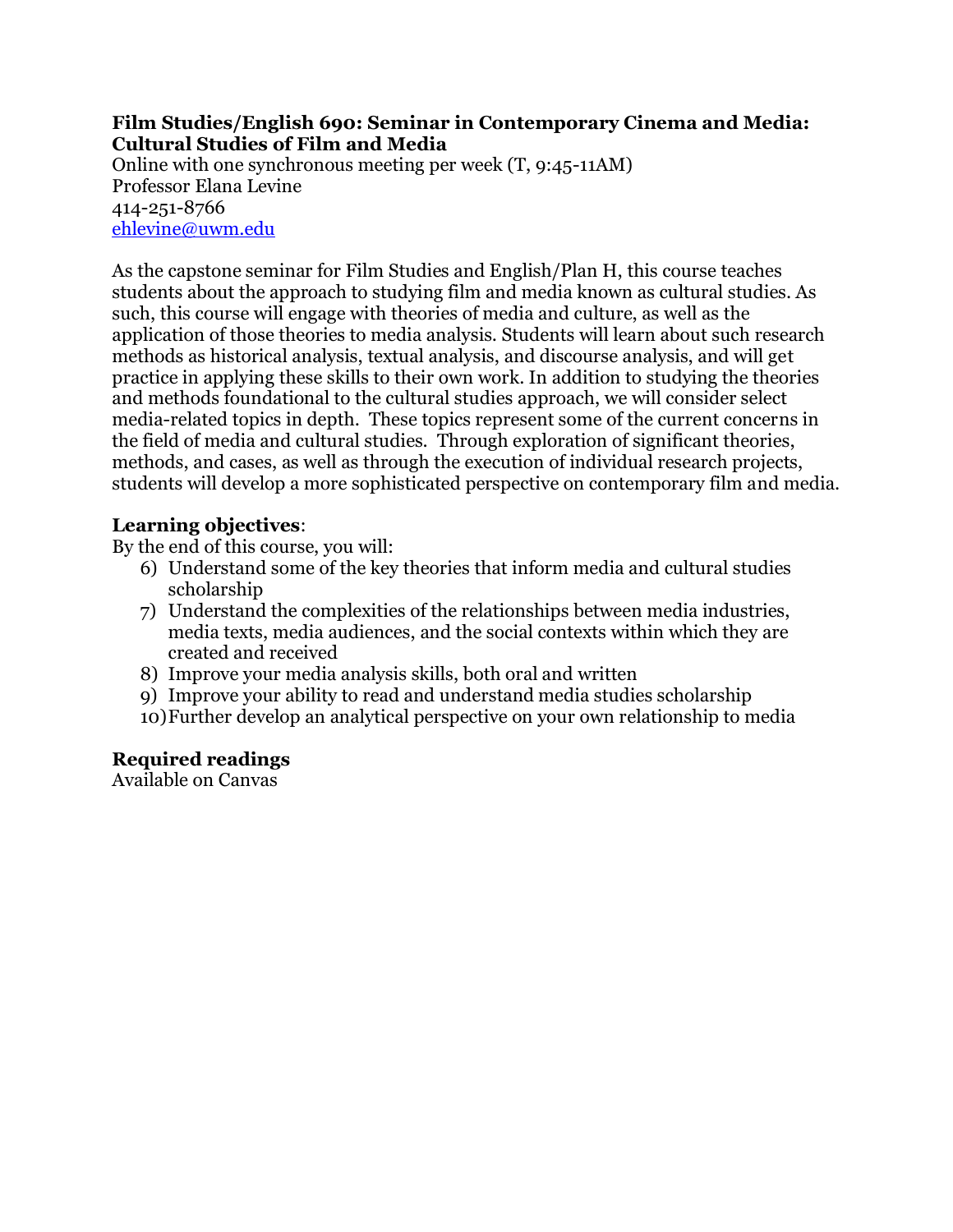**Film Studies/English 690: Seminar in Contemporary Cinema and Media: Cultural Studies of Film and Media**

Online with one synchronous meeting per week (T, 9:45-11AM)
Professor Elana Levine
414-251-8766
ehlevine@uwm.edu

As the capstone seminar for Film Studies and English/Plan H, this course teaches students about the approach to studying film and media known as cultural studies. As such, this course will engage with theories of media and culture, as well as the application of those theories to media analysis. Students will learn about such research methods as historical analysis, textual analysis, and discourse analysis, and will get practice in applying these skills to their own work. In addition to studying the theories and methods foundational to the cultural studies approach, we will consider select media-related topics in depth. These topics represent some of the current concerns in the field of media and cultural studies. Through exploration of significant theories, methods, and cases, as well as through the execution of individual research projects, students will develop a more sophisticated perspective on contemporary film and media.

**Learning objectives**:

By the end of this course, you will:

6) Understand some of the key theories that inform media and cultural studies scholarship
7) Understand the complexities of the relationships between media industries, media texts, media audiences, and the social contexts within which they are created and received
8) Improve your media analysis skills, both oral and written
9) Improve your ability to read and understand media studies scholarship
10) Further develop an analytical perspective on your own relationship to media

**Required readings**

Available on Canvas